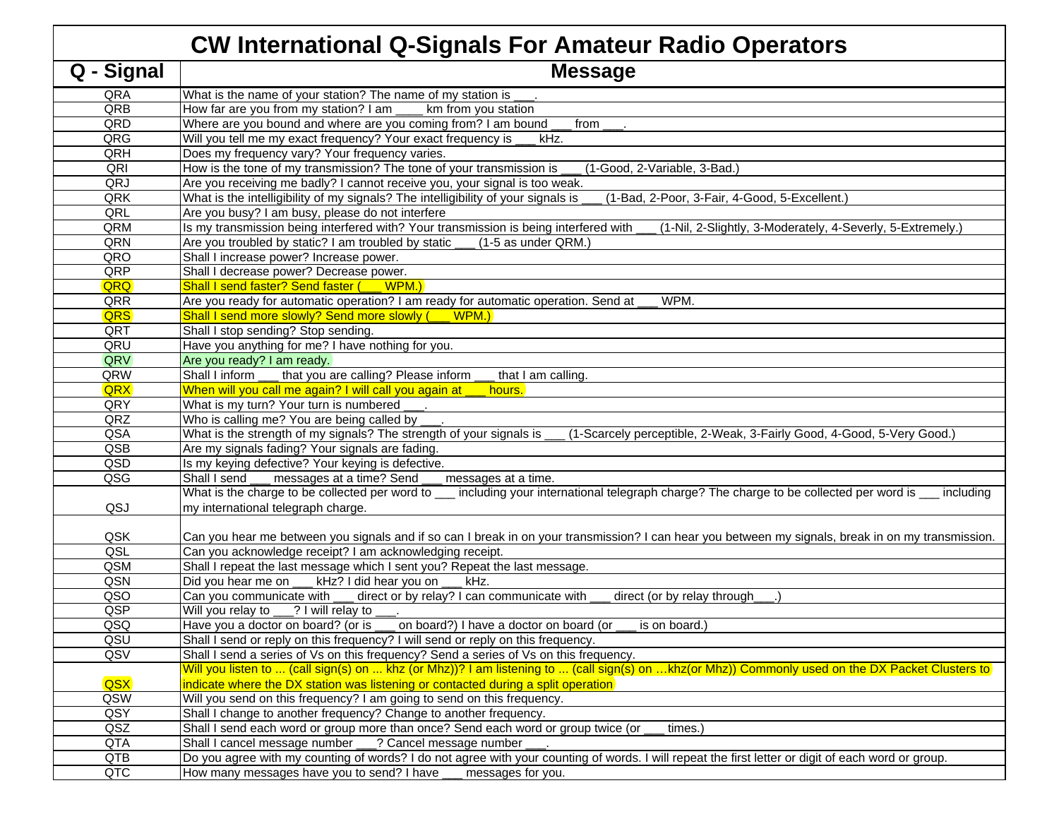# CW International Q-Signals For Amateur Radio Operators

| Q - Signal | Message |
|---|---|
| QRA | What is the name of your station? The name of my station is ___. |
| QRB | How far are you from my station? I am ____ km from you station |
| QRD | Where are you bound and where are you coming from? I am bound ___ from ___. |
| QRG | Will you tell me my exact frequency? Your exact frequency is ___ kHz. |
| QRH | Does my frequency vary? Your frequency varies. |
| QRI | How is the tone of my transmission? The tone of your transmission is ___ (1-Good, 2-Variable, 3-Bad.) |
| QRJ | Are you receiving me badly? I cannot receive you, your signal is too weak. |
| QRK | What is the intelligibility of my signals? The intelligibility of your signals is ___ (1-Bad, 2-Poor, 3-Fair, 4-Good, 5-Excellent.) |
| QRL | Are you busy? I am busy, please do not interfere |
| QRM | Is my transmission being interfered with? Your transmission is being interfered with ___ (1-Nil, 2-Slightly, 3-Moderately, 4-Severly, 5-Extremely.) |
| QRN | Are you troubled by static? I am troubled by static ___ (1-5 as under QRM.) |
| QRO | Shall I increase power? Increase power. |
| QRP | Shall I decrease power? Decrease power. |
| QRQ | Shall I send faster? Send faster (___ WPM.) |
| QRR | Are you ready for automatic operation? I am ready for automatic operation. Send at ___ WPM. |
| QRS | Shall I send more slowly? Send more slowly (___ WPM.) |
| QRT | Shall I stop sending? Stop sending. |
| QRU | Have you anything for me? I have nothing for you. |
| QRV | Are you ready? I am ready. |
| QRW | Shall I inform ___ that you are calling? Please inform ___ that I am calling. |
| QRX | When will you call me again? I will call you again at ___ hours. |
| QRY | What is my turn? Your turn is numbered ___. |
| QRZ | Who is calling me? You are being called by ___. |
| QSA | What is the strength of my signals? The strength of your signals is ___ (1-Scarcely perceptible, 2-Weak, 3-Fairly Good, 4-Good, 5-Very Good.) |
| QSB | Are my signals fading? Your signals are fading. |
| QSD | Is my keying defective? Your keying is defective. |
| QSG | Shall I send ___ messages at a time? Send ___ messages at a time. |
| QSJ | What is the charge to be collected per word to ___ including your international telegraph charge? The charge to be collected per word is ___ including my international telegraph charge. |
| QSK | Can you hear me between you signals and if so can I break in on your transmission? I can hear you between my signals, break in on my transmission. |
| QSL | Can you acknowledge receipt? I am acknowledging receipt. |
| QSM | Shall I repeat the last message which I sent you? Repeat the last message. |
| QSN | Did you hear me on ___ kHz? I did hear you on ___ kHz. |
| QSO | Can you communicate with ___ direct or by relay? I can communicate with ___ direct (or by relay through___.) |
| QSP | Will you relay to ___? I will relay to ___. |
| QSQ | Have you a doctor on board? (or is ___ on board?) I have a doctor on board (or ___ is on board.) |
| QSU | Shall I send or reply on this frequency? I will send or reply on this frequency. |
| QSV | Shall I send a series of Vs on this frequency? Send a series of Vs on this frequency. |
| QSX | Will you listen to ... (call sign(s) on ... khz (or Mhz))? I am listening to ... (call sign(s) on …khz(or Mhz)) Commonly used on the DX Packet Clusters to indicate where the DX station was listening or contacted during a split operation |
| QSW | Will you send on this frequency? I am going to send on this frequency. |
| QSY | Shall I change to another frequency? Change to another frequency. |
| QSZ | Shall I send each word or group more than once? Send each word or group twice (or ___ times.) |
| QTA | Shall I cancel message number ___? Cancel message number ___. |
| QTB | Do you agree with my counting of words? I do not agree with your counting of words. I will repeat the first letter or digit of each word or group. |
| QTC | How many messages have you to send? I have ___ messages for you. |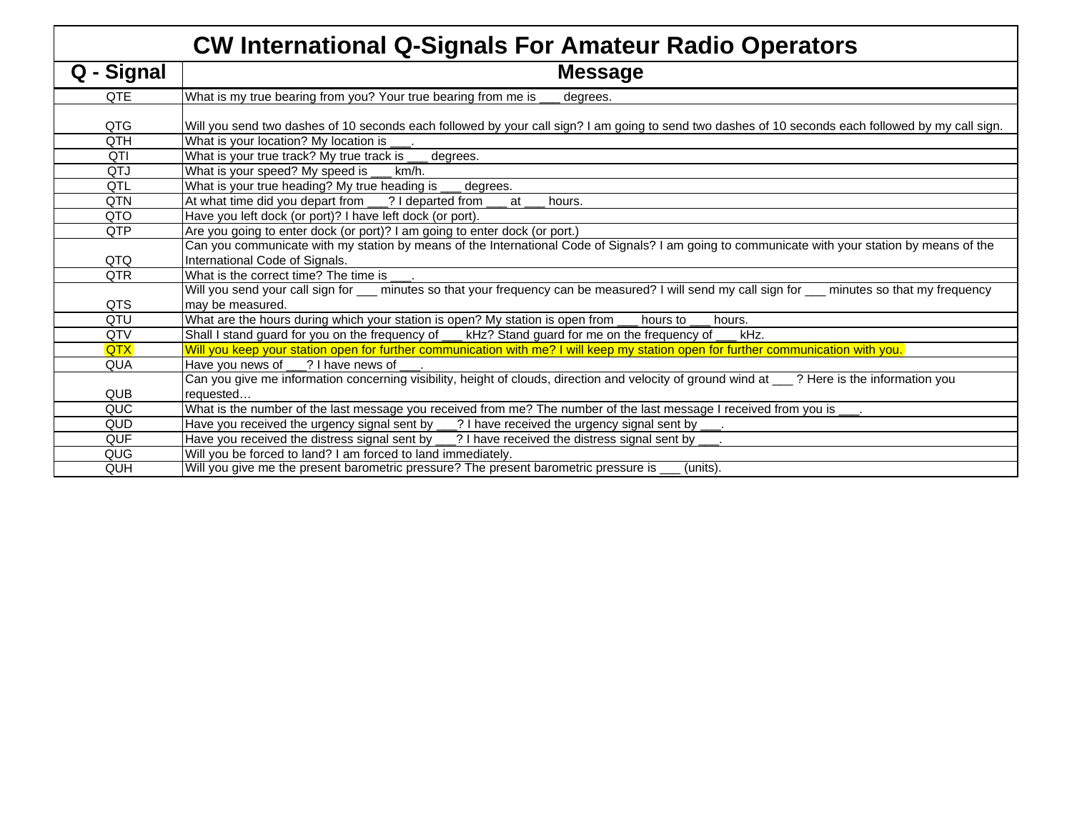# CW International Q-Signals For Amateur Radio Operators

| Q - Signal | Message |
|---|---|
| QTE | What is my true bearing from you? Your true bearing from me is ___ degrees. |
| QTG | Will you send two dashes of 10 seconds each followed by your call sign? I am going to send two dashes of 10 seconds each followed by my call sign. |
| QTH | What is your location? My location is ___. |
| QTI | What is your true track? My true track is ___ degrees. |
| QTJ | What is your speed? My speed is ___ km/h. |
| QTL | What is your true heading? My true heading is ___ degrees. |
| QTN | At what time did you depart from ___? I departed from ___ at ___ hours. |
| QTO | Have you left dock (or port)? I have left dock (or port). |
| QTP | Are you going to enter dock (or port)? I am going to enter dock (or port.) |
| QTQ | Can you communicate with my station by means of the International Code of Signals? I am going to communicate with your station by means of the International Code of Signals. |
| QTR | What is the correct time? The time is ___. |
| QTS | Will you send your call sign for ___ minutes so that your frequency can be measured? I will send my call sign for ___ minutes so that my frequency may be measured. |
| QTU | What are the hours during which your station is open? My station is open from ___ hours to ___ hours. |
| QTV | Shall I stand guard for you on the frequency of ___ kHz? Stand guard for me on the frequency of ___ kHz. |
| QTX | Will you keep your station open for further communication with me? I will keep my station open for further communication with you. |
| QUA | Have you news of ___? I have news of ___. |
| QUB | Can you give me information concerning visibility, height of clouds, direction and velocity of ground wind at ___ ? Here is the information you requested… |
| QUC | What is the number of the last message you received from me? The number of the last message I received from you is ___. |
| QUD | Have you received the urgency signal sent by ___? I have received the urgency signal sent by ___. |
| QUF | Have you received the distress signal sent by ___? I have received the distress signal sent by ___. |
| QUG | Will you be forced to land? I am forced to land immediately. |
| QUH | Will you give me the present barometric pressure? The present barometric pressure is ___ (units). |